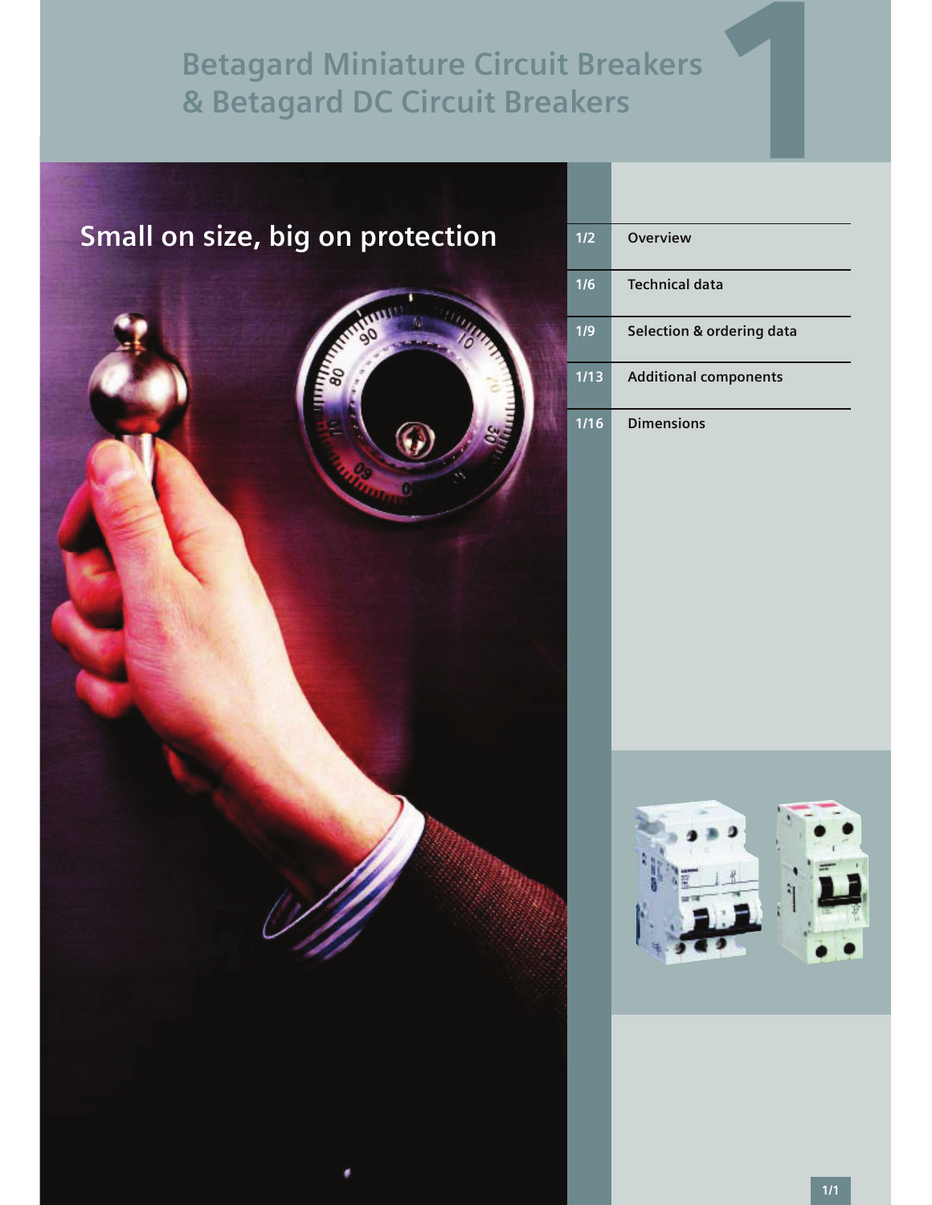# Betagard Miniature Circuit Breakers & Betagard DC Circuit Breakers

## Small on size, big on protection

| | |
|---|---|
| 1/2 | Overview |
| 1/6 | Technical data |
| 1/9 | Selection & ordering data |
| 1/13 | Additional components |
| 1/16 | Dimensions |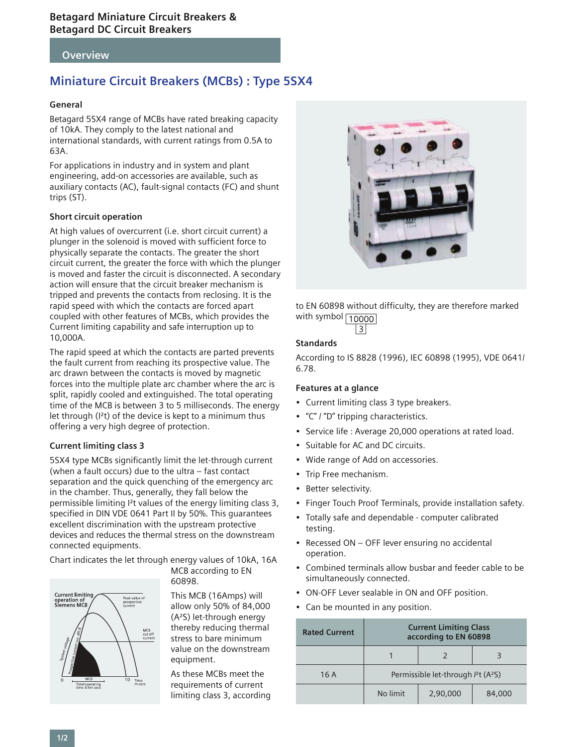## Overview

# Miniature Circuit Breakers (MCBs) : Type 5SX4

### General

Betagard 5SX4 range of MCBs have rated breaking capacity of 10kA. They comply to the latest national and international standards, with current ratings from 0.5A to 63A.

For applications in industry and in system and plant engineering, add-on accessories are available, such as auxiliary contacts (AC), fault-signal contacts (FC) and shunt trips (ST).

### Short circuit operation

At high values of overcurrent (i.e. short circuit current) a plunger in the solenoid is moved with sufficient force to physically separate the contacts. The greater the short circuit current, the greater the force with which the plunger is moved and faster the circuit is disconnected. A secondary action will ensure that the circuit breaker mechanism is tripped and prevents the contacts from reclosing. It is the rapid speed with which the contacts are forced apart coupled with other features of MCBs, which provides the Current limiting capability and safe interruption up to 10,000A.

The rapid speed at which the contacts are parted prevents the fault current from reaching its prospective value. The arc drawn between the contacts is moved by magnetic forces into the multiple plate arc chamber where the arc is split, rapidly cooled and extinguished. The total operating time of the MCB is between 3 to 5 milliseconds. The energy let through ($I^2t$) of the device is kept to a minimum thus offering a very high degree of protection.

### Current limiting class 3

5SX4 type MCBs significantly limit the let-through current (when a fault occurs) due to the ultra – fast contact separation and the quick quenching of the emergency arc in the chamber. Thus, generally, they fall below the permissible limiting $I^2t$ values of the energy limiting class 3, specified in DIN VDE 0641 Part II by 50%. This guarantees excellent discrimination with the upstream protective devices and reduces the thermal stress on the downstream connected equipments.

Chart indicates the let through energy values of 10kA, 16A MCB according to EN 60898.

This MCB (16Amps) will allow only 50% of 84,000 ($A^2S$) let-through energy thereby reducing thermal stress to bare minimum value on the downstream equipment.

As these MCBs meet the requirements of current limiting class 3, according to EN 60898 without difficulty, they are therefore marked with symbol 10000 / 3

### Standards

According to IS 8828 (1996), IEC 60898 (1995), VDE 0641/ 6.78.

### Features at a glance

- Current limiting class 3 type breakers.
- "C" / "D" tripping characteristics.
- Service life : Average 20,000 operations at rated load.
- Suitable for AC and DC circuits.
- Wide range of Add on accessories.
- Trip Free mechanism.
- Better selectivity.
- Finger Touch Proof Terminals, provide installation safety.
- Totally safe and dependable - computer calibrated testing.
- Recessed ON – OFF lever ensuring no accidental operation.
- Combined terminals allow busbar and feeder cable to be simultaneously connected.
- ON-OFF Lever sealable in ON and OFF position.
- Can be mounted in any position.

| Rated Current | Current Limiting Class according to EN 60898 | | |
|---|---|---|---|
| | 1 | 2 | 3 |
| 16 A | Permissible let-through $I^2t$ ($A^2S$) | | |
| | No limit | 2,90,000 | 84,000 |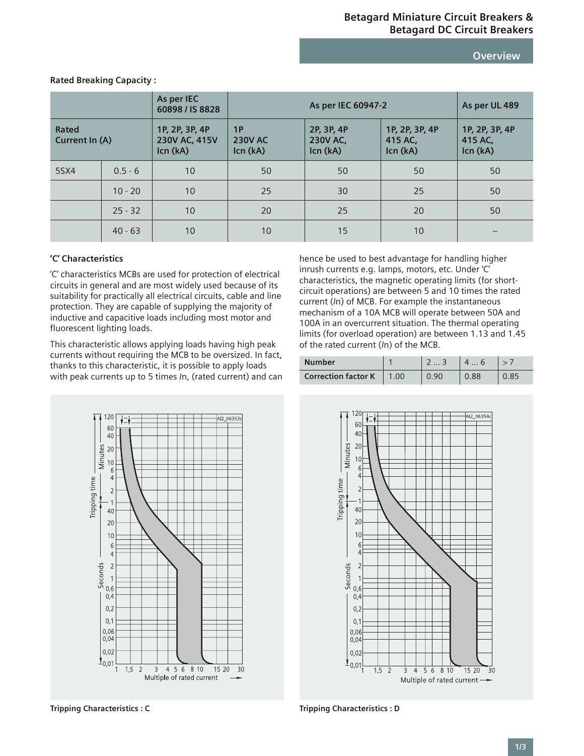**Rated Breaking Capacity :**

| Rated Current In (A) | | As per IEC 60898 / IS 8828 | As per IEC 60947-2 | | | As per UL 489 |
|---|---|---|---|---|---|---|
| | | 1P, 2P, 3P, 4P 230V AC, 415V Icn (kA) | 1P 230V AC Icn (kA) | 2P, 3P, 4P 230V AC, Icn (kA) | 1P, 2P, 3P, 4P 415 AC, Icn (kA) | 1P, 2P, 3P, 4P 415 AC, Icn (kA) |
| 5SX4 | 0.5 - 6 | 10 | 50 | 50 | 50 | 50 |
| | 10 - 20 | 10 | 25 | 30 | 25 | 50 |
| | 25 - 32 | 10 | 20 | 25 | 20 | 50 |
| | 40 - 63 | 10 | 10 | 15 | 10 | – |

### 'C' Characteristics

'C' characteristics MCBs are used for protection of electrical circuits in general and are most widely used because of its suitability for practically all electrical circuits, cable and line protection. They are capable of supplying the majority of inductive and capacitive loads including most motor and fluorescent lighting loads.

This characteristic allows applying loads having high peak currents without requiring the MCB to be oversized. In fact, thanks to this characteristic, it is possible to apply loads with peak currents up to 5 times *I*n, (rated current) and can hence be used to best advantage for handling higher inrush currents e.g. lamps, motors, etc. Under 'C' characteristics, the magnetic operating limits (for short-circuit operations) are between 5 and 10 times the rated current (*I*n) of MCB. For example the instantaneous mechanism of a 10A MCB will operate between 50A and 100A in an overcurrent situation. The thermal operating limits (for overload operation) are between 1.13 and 1.45 of the rated current (*I*n) of the MCB.

| Number | 1 | 2 ... 3 | 4 ... 6 | > 7 |
|---|---|---|---|---|
| Correction factor K | 1.00 | 0.90 | 0.88 | 0.85 |

Tripping Characteristics : C

Tripping Characteristics : D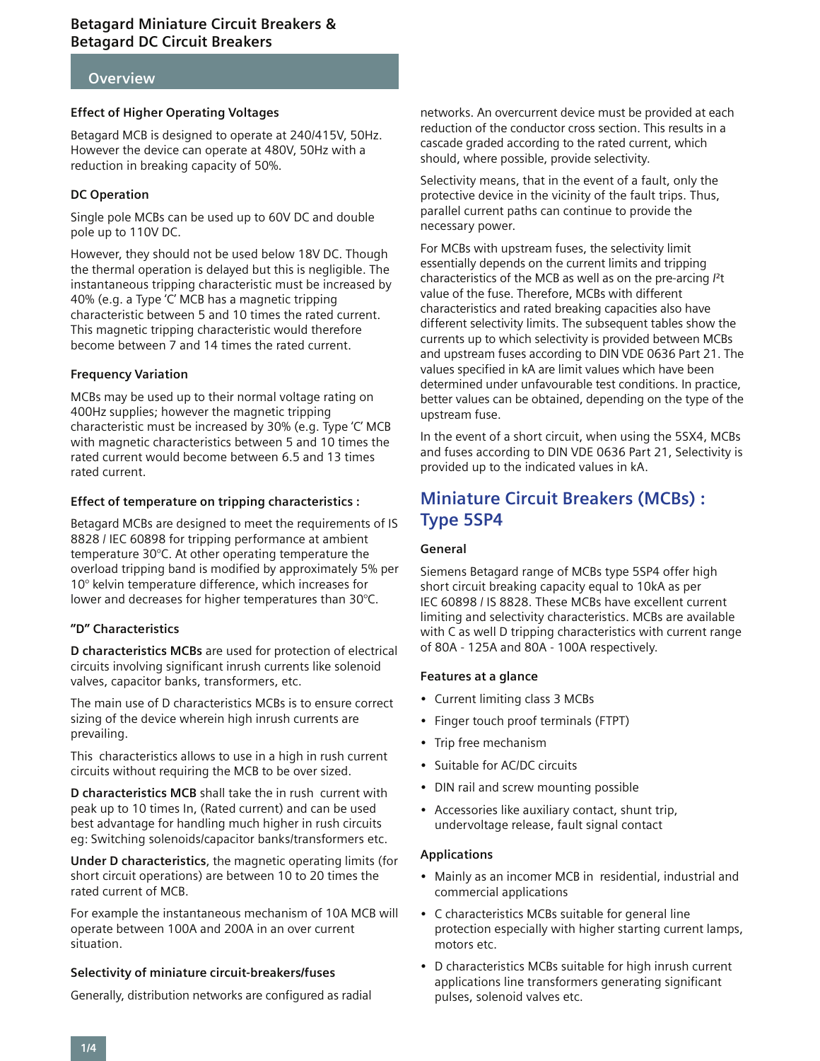# Betagard Miniature Circuit Breakers & Betagard DC Circuit Breakers

## Overview

### Effect of Higher Operating Voltages

Betagard MCB is designed to operate at 240/415V, 50Hz. However the device can operate at 480V, 50Hz with a reduction in breaking capacity of 50%.

### DC Operation

Single pole MCBs can be used up to 60V DC and double pole up to 110V DC.

However, they should not be used below 18V DC. Though the thermal operation is delayed but this is negligible. The instantaneous tripping characteristic must be increased by 40% (e.g. a Type 'C' MCB has a magnetic tripping characteristic between 5 and 10 times the rated current. This magnetic tripping characteristic would therefore become between 7 and 14 times the rated current.

### Frequency Variation

MCBs may be used up to their normal voltage rating on 400Hz supplies; however the magnetic tripping characteristic must be increased by 30% (e.g. Type 'C' MCB with magnetic characteristics between 5 and 10 times the rated current would become between 6.5 and 13 times rated current.

### Effect of temperature on tripping characteristics :

Betagard MCBs are designed to meet the requirements of IS 8828 / IEC 60898 for tripping performance at ambient temperature 30°C. At other operating temperature the overload tripping band is modified by approximately 5% per 10° kelvin temperature difference, which increases for lower and decreases for higher temperatures than 30°C.

### "D" Characteristics

**D characteristics MCBs** are used for protection of electrical circuits involving significant inrush currents like solenoid valves, capacitor banks, transformers, etc.

The main use of D characteristics MCBs is to ensure correct sizing of the device wherein high inrush currents are prevailing.

This characteristics allows to use in a high in rush current circuits without requiring the MCB to be over sized.

**D characteristics MCB** shall take the in rush current with peak up to 10 times In, (Rated current) and can be used best advantage for handling much higher in rush circuits eg: Switching solenoids/capacitor banks/transformers etc.

**Under D characteristics**, the magnetic operating limits (for short circuit operations) are between 10 to 20 times the rated current of MCB.

For example the instantaneous mechanism of 10A MCB will operate between 100A and 200A in an over current situation.

### Selectivity of miniature circuit-breakers/fuses

Generally, distribution networks are configured as radial networks. An overcurrent device must be provided at each reduction of the conductor cross section. This results in a cascade graded according to the rated current, which should, where possible, provide selectivity.

Selectivity means, that in the event of a fault, only the protective device in the vicinity of the fault trips. Thus, parallel current paths can continue to provide the necessary power.

For MCBs with upstream fuses, the selectivity limit essentially depends on the current limits and tripping characteristics of the MCB as well as on the pre-arcing $I^2t$ value of the fuse. Therefore, MCBs with different characteristics and rated breaking capacities also have different selectivity limits. The subsequent tables show the currents up to which selectivity is provided between MCBs and upstream fuses according to DIN VDE 0636 Part 21. The values specified in kA are limit values which have been determined under unfavourable test conditions. In practice, better values can be obtained, depending on the type of the upstream fuse.

In the event of a short circuit, when using the 5SX4, MCBs and fuses according to DIN VDE 0636 Part 21, Selectivity is provided up to the indicated values in kA.

## Miniature Circuit Breakers (MCBs) : Type 5SP4

### General

Siemens Betagard range of MCBs type 5SP4 offer high short circuit breaking capacity equal to 10kA as per IEC 60898 / IS 8828. These MCBs have excellent current limiting and selectivity characteristics. MCBs are available with C as well D tripping characteristics with current range of 80A - 125A and 80A - 100A respectively.

### Features at a glance

- Current limiting class 3 MCBs
- Finger touch proof terminals (FTPT)
- Trip free mechanism
- Suitable for AC/DC circuits
- DIN rail and screw mounting possible
- Accessories like auxiliary contact, shunt trip, undervoltage release, fault signal contact

### Applications

- Mainly as an incomer MCB in residential, industrial and commercial applications
- C characteristics MCBs suitable for general line protection especially with higher starting current lamps, motors etc.
- D characteristics MCBs suitable for high inrush current applications line transformers generating significant pulses, solenoid valves etc.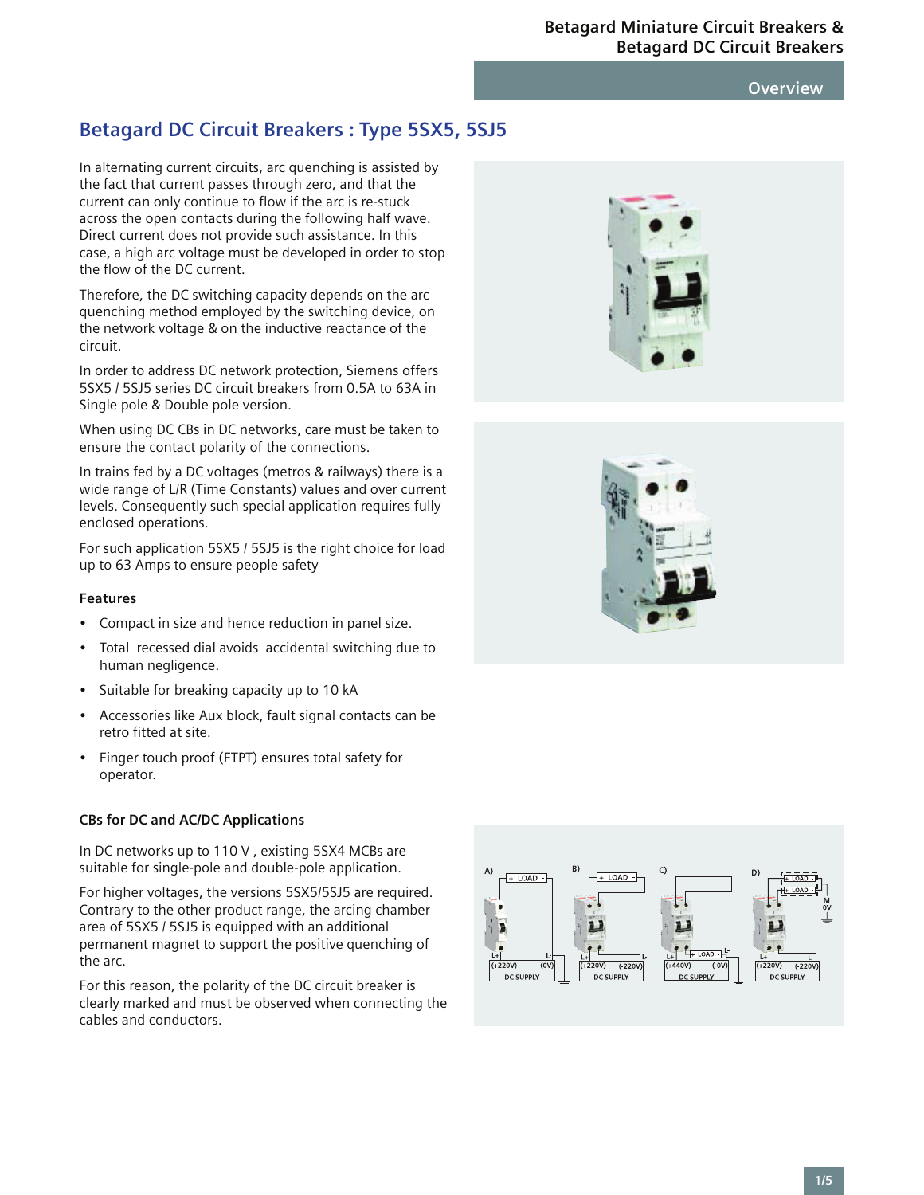## Betagard DC Circuit Breakers : Type 5SX5, 5SJ5

In alternating current circuits, arc quenching is assisted by the fact that current passes through zero, and that the current can only continue to flow if the arc is re-stuck across the open contacts during the following half wave. Direct current does not provide such assistance. In this case, a high arc voltage must be developed in order to stop the flow of the DC current.

Therefore, the DC switching capacity depends on the arc quenching method employed by the switching device, on the network voltage & on the inductive reactance of the circuit.

In order to address DC network protection, Siemens offers 5SX5 / 5SJ5 series DC circuit breakers from 0.5A to 63A in Single pole & Double pole version.

When using DC CBs in DC networks, care must be taken to ensure the contact polarity of the connections.

In trains fed by a DC voltages (metros & railways) there is a wide range of L/R (Time Constants) values and over current levels. Consequently such special application requires fully enclosed operations.

For such application 5SX5 / 5SJ5 is the right choice for load up to 63 Amps to ensure people safety

### Features

- Compact in size and hence reduction in panel size.
- Total recessed dial avoids accidental switching due to human negligence.
- Suitable for breaking capacity up to 10 kA
- Accessories like Aux block, fault signal contacts can be retro fitted at site.
- Finger touch proof (FTPT) ensures total safety for operator.

### CBs for DC and AC/DC Applications

In DC networks up to 110 V , existing 5SX4 MCBs are suitable for single-pole and double-pole application.

For higher voltages, the versions 5SX5/5SJ5 are required. Contrary to the other product range, the arcing chamber area of 5SX5 / 5SJ5 is equipped with an additional permanent magnet to support the positive quenching of the arc.

For this reason, the polarity of the DC circuit breaker is clearly marked and must be observed when connecting the cables and conductors.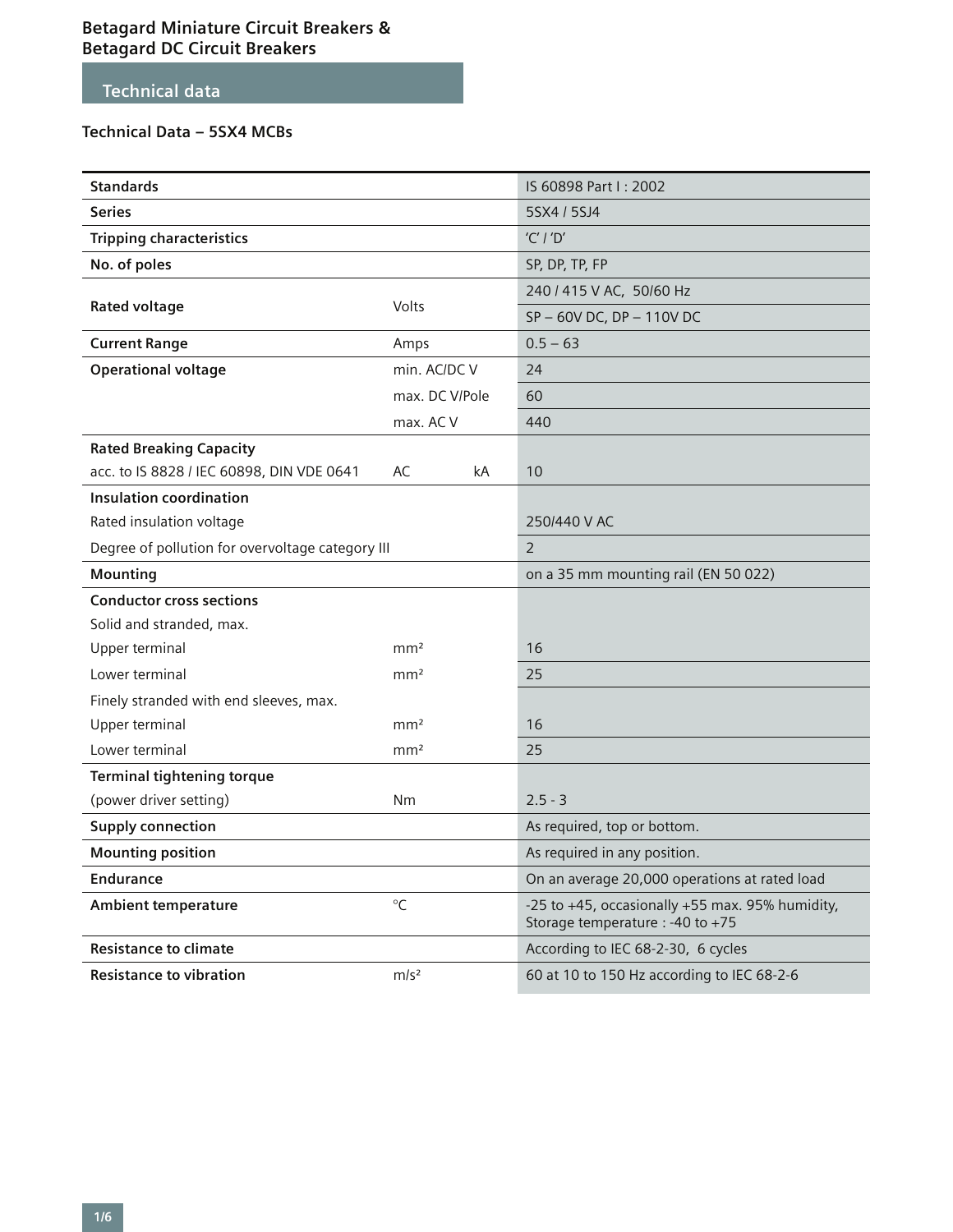# Betagard Miniature Circuit Breakers & Betagard DC Circuit Breakers

## Technical data

### Technical Data – 5SX4 MCBs

| | | |
|---|---|---|
| **Standards** | | IS 60898 Part I : 2002 |
| **Series** | | 5SX4 / 5SJ4 |
| **Tripping characteristics** | | 'C' / 'D' |
| **No. of poles** | | SP, DP, TP, FP |
| **Rated voltage** | Volts | 240 / 415 V AC, 50/60 Hz |
| | | SP – 60V DC, DP – 110V DC |
| **Current Range** | Amps | 0.5 – 63 |
| **Operational voltage** | min. AC/DC V | 24 |
| | max. DC V/Pole | 60 |
| | max. AC V | 440 |
| **Rated Breaking Capacity** | | |
| acc. to IS 8828 / IEC 60898, DIN VDE 0641 | AC kA | 10 |
| **Insulation coordination** | | |
| Rated insulation voltage | | 250/440 V AC |
| Degree of pollution for overvoltage category III | | 2 |
| **Mounting** | | on a 35 mm mounting rail (EN 50 022) |
| **Conductor cross sections** | | |
| Solid and stranded, max. | | |
| Upper terminal | mm² | 16 |
| Lower terminal | mm² | 25 |
| Finely stranded with end sleeves, max. | | |
| Upper terminal | mm² | 16 |
| Lower terminal | mm² | 25 |
| **Terminal tightening torque** | | |
| (power driver setting) | Nm | 2.5 - 3 |
| **Supply connection** | | As required, top or bottom. |
| **Mounting position** | | As required in any position. |
| **Endurance** | | On an average 20,000 operations at rated load |
| **Ambient temperature** | °C | -25 to +45, occasionally +55 max. 95% humidity, Storage temperature : -40 to +75 |
| **Resistance to climate** | | According to IEC 68-2-30, 6 cycles |
| **Resistance to vibration** | m/s² | 60 at 10 to 150 Hz according to IEC 68-2-6 |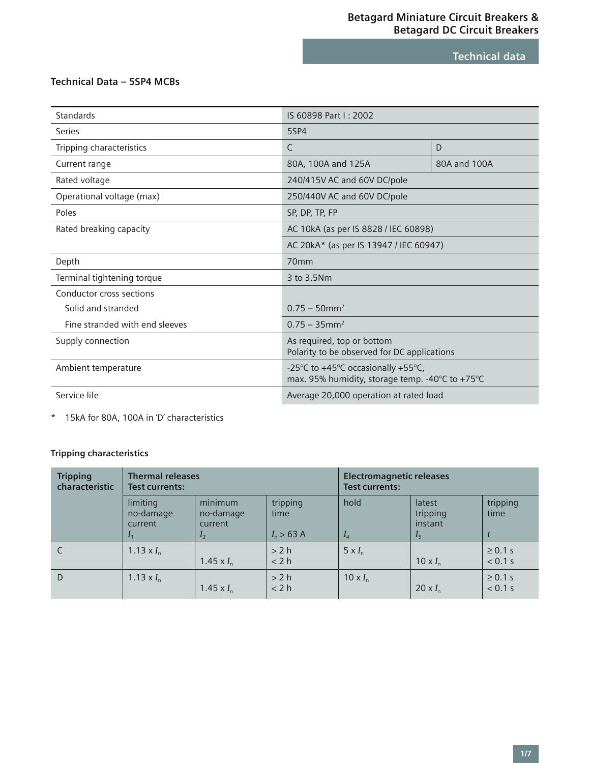### Technical Data – 5SP4 MCBs

| | | |
|---|---|---|
| Standards | IS 60898 Part I : 2002 | |
| Series | 5SP4 | |
| Tripping characteristics | C | D |
| Current range | 80A, 100A and 125A | 80A and 100A |
| Rated voltage | 240/415V AC and 60V DC/pole | |
| Operational voltage (max) | 250/440V AC and 60V DC/pole | |
| Poles | SP, DP, TP, FP | |
| Rated breaking capacity | AC 10kA (as per IS 8828 / IEC 60898) | |
| | AC 20kA* (as per IS 13947 / IEC 60947) | |
| Depth | 70mm | |
| Terminal tightening torque | 3 to 3.5Nm | |
| Conductor cross sections | | |
| Solid and stranded | 0.75 – 50mm² | |
| Fine stranded with end sleeves | 0.75 – 35mm² | |
| Supply connection | As required, top or bottom<br>Polarity to be observed for DC applications | |
| Ambient temperature | -25°C to +45°C occasionally +55°C,<br>max. 95% humidity, storage temp. -40°C to +75°C | |
| Service life | Average 20,000 operation at rated load | |

\* 15kA for 80A, 100A in 'D' characteristics

### Tripping characteristics

| Tripping characteristic | Thermal releases Test currents: | | | Electromagnetic releases Test currents: | | |
|---|---|---|---|---|---|---|
| | limiting no-damage current $I_1$ | minimum no-damage current $I_2$ | tripping time $I_n > 63$ A | hold $I_4$ | latest tripping instant $I_5$ | tripping time $t$ |
| C | 1.13 x $I_n$ | 1.45 x $I_n$ | > 2 h<br>< 2 h | 5 x $I_n$ | 10 x $I_n$ | ≥ 0.1 s<br>< 0.1 s |
| D | 1.13 x $I_n$ | 1.45 x $I_n$ | > 2 h<br>< 2 h | 10 x $I_n$ | 20 x $I_n$ | ≥ 0.1 s<br>< 0.1 s |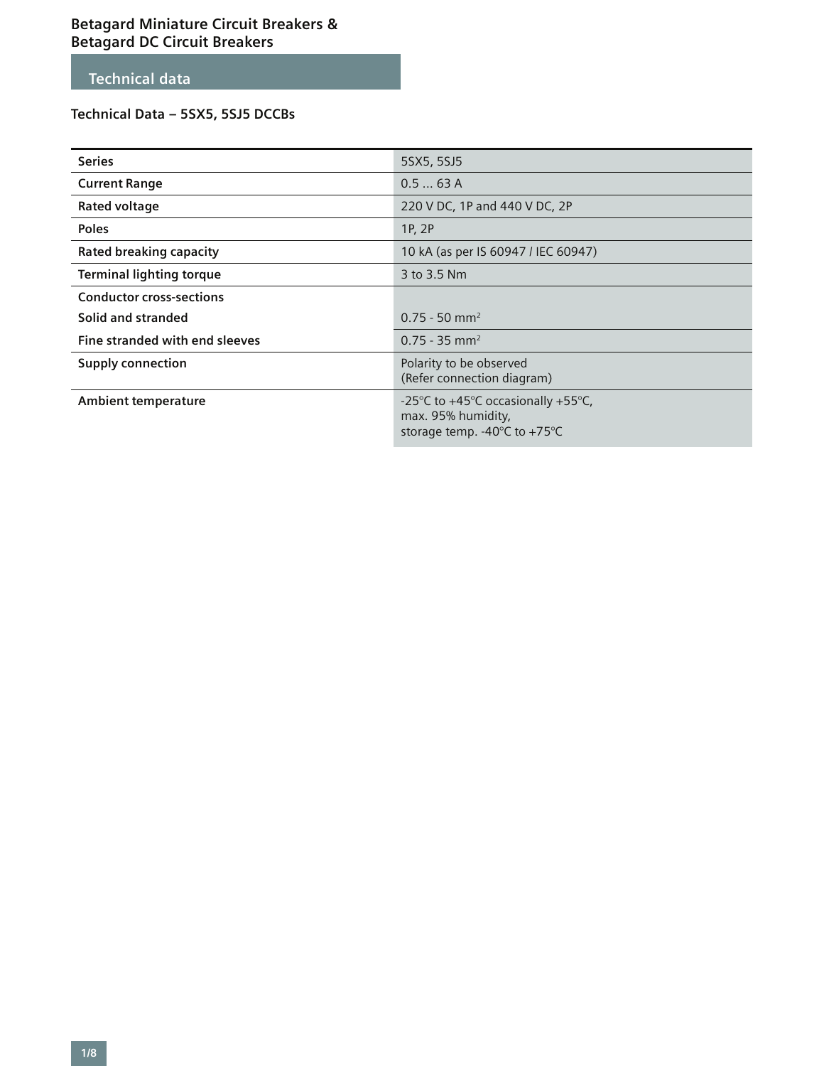## Technical data

### Technical Data – 5SX5, 5SJ5 DCCBs

| Series | 5SX5, 5SJ5 |
|---|---|
| Current Range | 0.5 ... 63 A |
| Rated voltage | 220 V DC, 1P and 440 V DC, 2P |
| Poles | 1P, 2P |
| Rated breaking capacity | 10 kA (as per IS 60947 / IEC 60947) |
| Terminal lighting torque | 3 to 3.5 Nm |
| Conductor cross-sections | |
| Solid and stranded | 0.75 - 50 $mm^2$ |
| Fine stranded with end sleeves | 0.75 - 35 $mm^2$ |
| Supply connection | Polarity to be observed (Refer connection diagram) |
| Ambient temperature | -25°C to +45°C occasionally +55°C, max. 95% humidity, storage temp. -40°C to +75°C |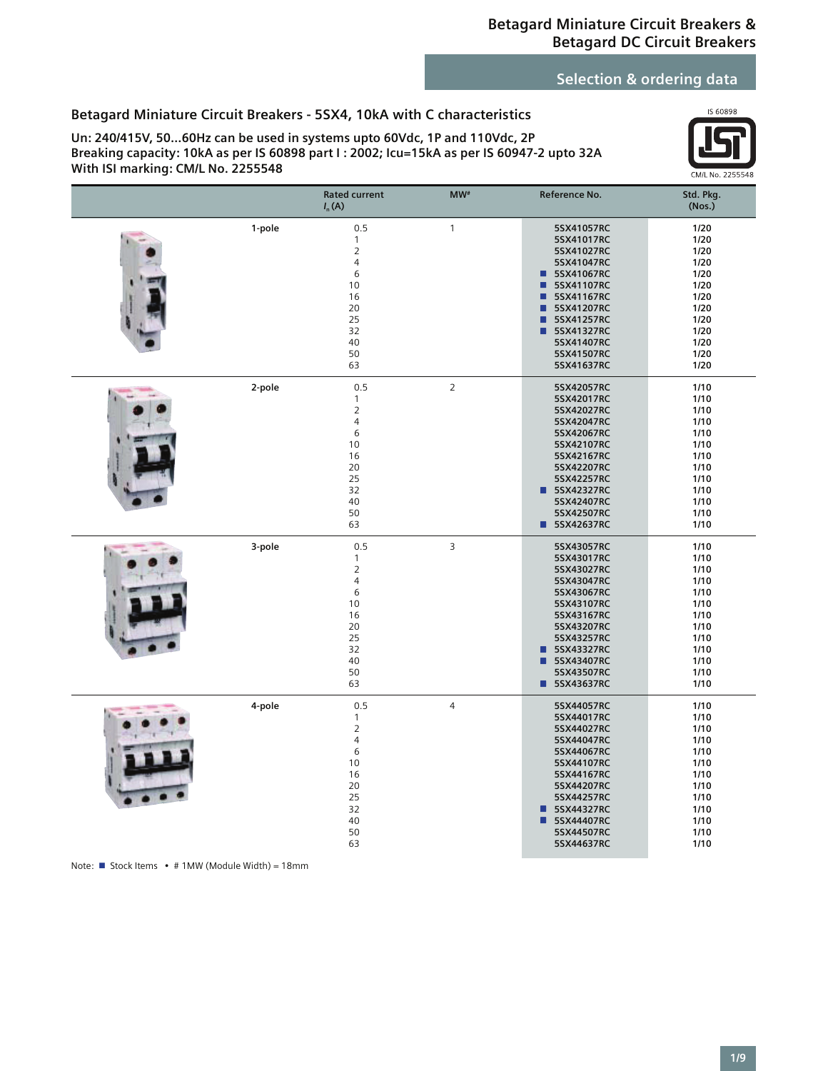# Betagard Miniature Circuit Breakers & Betagard DC Circuit Breakers

## Selection & ordering data

### Betagard Miniature Circuit Breakers - 5SX4, 10kA with C characteristics

**Un: 240/415V, 50...60Hz can be used in systems upto 60Vdc, 1P and 110Vdc, 2P**
**Breaking capacity: 10kA as per IS 60898 part I : 2002; Icu=15kA as per IS 60947-2 upto 32A**
**With ISI marking: CM/L No. 2255548**

IS 60898 — CM/L No. 2255548

| | Rated current $I_n$ (A) | MW# | Reference No. | Std. Pkg. (Nos.) |
|---|---|---|---|---|
| 1-pole | 0.5 | 1 | 5SX41057RC | 1/20 |
| | 1 | | 5SX41017RC | 1/20 |
| | 2 | | 5SX41027RC | 1/20 |
| | 4 | | 5SX41047RC | 1/20 |
| | 6 | | ■ 5SX41067RC | 1/20 |
| | 10 | | ■ 5SX41107RC | 1/20 |
| | 16 | | ■ 5SX41167RC | 1/20 |
| | 20 | | ■ 5SX41207RC | 1/20 |
| | 25 | | ■ 5SX41257RC | 1/20 |
| | 32 | | ■ 5SX41327RC | 1/20 |
| | 40 | | 5SX41407RC | 1/20 |
| | 50 | | 5SX41507RC | 1/20 |
| | 63 | | 5SX41637RC | 1/20 |
| 2-pole | 0.5 | 2 | 5SX42057RC | 1/10 |
| | 1 | | 5SX42017RC | 1/10 |
| | 2 | | 5SX42027RC | 1/10 |
| | 4 | | 5SX42047RC | 1/10 |
| | 6 | | 5SX42067RC | 1/10 |
| | 10 | | 5SX42107RC | 1/10 |
| | 16 | | 5SX42167RC | 1/10 |
| | 20 | | 5SX42207RC | 1/10 |
| | 25 | | 5SX42257RC | 1/10 |
| | 32 | | ■ 5SX42327RC | 1/10 |
| | 40 | | 5SX42407RC | 1/10 |
| | 50 | | 5SX42507RC | 1/10 |
| | 63 | | ■ 5SX42637RC | 1/10 |
| 3-pole | 0.5 | 3 | 5SX43057RC | 1/10 |
| | 1 | | 5SX43017RC | 1/10 |
| | 2 | | 5SX43027RC | 1/10 |
| | 4 | | 5SX43047RC | 1/10 |
| | 6 | | 5SX43067RC | 1/10 |
| | 10 | | 5SX43107RC | 1/10 |
| | 16 | | 5SX43167RC | 1/10 |
| | 20 | | 5SX43207RC | 1/10 |
| | 25 | | 5SX43257RC | 1/10 |
| | 32 | | ■ 5SX43327RC | 1/10 |
| | 40 | | ■ 5SX43407RC | 1/10 |
| | 50 | | 5SX43507RC | 1/10 |
| | 63 | | ■ 5SX43637RC | 1/10 |
| 4-pole | 0.5 | 4 | 5SX44057RC | 1/10 |
| | 1 | | 5SX44017RC | 1/10 |
| | 2 | | 5SX44027RC | 1/10 |
| | 4 | | 5SX44047RC | 1/10 |
| | 6 | | 5SX44067RC | 1/10 |
| | 10 | | 5SX44107RC | 1/10 |
| | 16 | | 5SX44167RC | 1/10 |
| | 20 | | 5SX44207RC | 1/10 |
| | 25 | | 5SX44257RC | 1/10 |
| | 32 | | ■ 5SX44327RC | 1/10 |
| | 40 | | ■ 5SX44407RC | 1/10 |
| | 50 | | 5SX44507RC | 1/10 |
| | 63 | | 5SX44637RC | 1/10 |

Note: ■ Stock Items • # 1MW (Module Width) = 18mm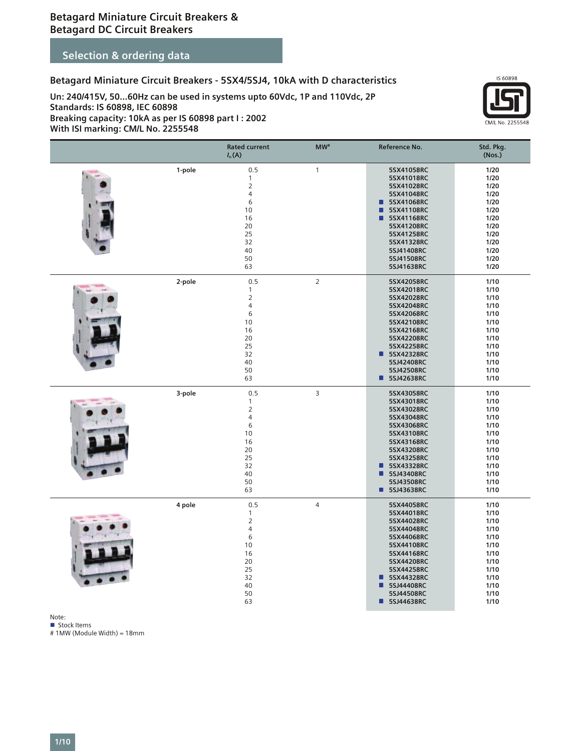# Betagard Miniature Circuit Breakers & Betagard DC Circuit Breakers

## Selection & ordering data

### Betagard Miniature Circuit Breakers - 5SX4/5SJ4, 10kA with D characteristics

**Un: 240/415V, 50...60Hz can be used in systems upto 60Vdc, 1P and 110Vdc, 2P**
**Standards: IS 60898, IEC 60898**
**Breaking capacity: 10kA as per IS 60898 part I : 2002**
**With ISI marking: CM/L No. 2255548**

IS 60898
CM/L No. 2255548

| | Rated current $I_n$ (A) | MW# | Reference No. | Std. Pkg. (Nos.) |
|---|---|---|---|---|
| 1-pole | 0.5 | 1 | 5SX41058RC | 1/20 |
| | 1 | | 5SX41018RC | 1/20 |
| | 2 | | 5SX41028RC | 1/20 |
| | 4 | | 5SX41048RC | 1/20 |
| | 6 | | ■ 5SX41068RC | 1/20 |
| | 10 | | ■ 5SX41108RC | 1/20 |
| | 16 | | ■ 5SX41168RC | 1/20 |
| | 20 | | 5SX41208RC | 1/20 |
| | 25 | | 5SX41258RC | 1/20 |
| | 32 | | 5SX41328RC | 1/20 |
| | 40 | | 5SJ41408RC | 1/20 |
| | 50 | | 5SJ41508RC | 1/20 |
| | 63 | | 5SJ41638RC | 1/20 |
| 2-pole | 0.5 | 2 | 5SX42058RC | 1/10 |
| | 1 | | 5SX42018RC | 1/10 |
| | 2 | | 5SX42028RC | 1/10 |
| | 4 | | 5SX42048RC | 1/10 |
| | 6 | | 5SX42068RC | 1/10 |
| | 10 | | 5SX42108RC | 1/10 |
| | 16 | | 5SX42168RC | 1/10 |
| | 20 | | 5SX42208RC | 1/10 |
| | 25 | | 5SX42258RC | 1/10 |
| | 32 | | ■ 5SX42328RC | 1/10 |
| | 40 | | 5SJ42408RC | 1/10 |
| | 50 | | 5SJ42508RC | 1/10 |
| | 63 | | ■ 5SJ42638RC | 1/10 |
| 3-pole | 0.5 | 3 | 5SX43058RC | 1/10 |
| | 1 | | 5SX43018RC | 1/10 |
| | 2 | | 5SX43028RC | 1/10 |
| | 4 | | 5SX43048RC | 1/10 |
| | 6 | | 5SX43068RC | 1/10 |
| | 10 | | 5SX43108RC | 1/10 |
| | 16 | | 5SX43168RC | 1/10 |
| | 20 | | 5SX43208RC | 1/10 |
| | 25 | | 5SX43258RC | 1/10 |
| | 32 | | ■ 5SX43328RC | 1/10 |
| | 40 | | ■ 5SJ43408RC | 1/10 |
| | 50 | | 5SJ43508RC | 1/10 |
| | 63 | | ■ 5SJ43638RC | 1/10 |
| 4 pole | 0.5 | 4 | 5SX44058RC | 1/10 |
| | 1 | | 5SX44018RC | 1/10 |
| | 2 | | 5SX44028RC | 1/10 |
| | 4 | | 5SX44048RC | 1/10 |
| | 6 | | 5SX44068RC | 1/10 |
| | 10 | | 5SX44108RC | 1/10 |
| | 16 | | 5SX44168RC | 1/10 |
| | 20 | | 5SX44208RC | 1/10 |
| | 25 | | 5SX44258RC | 1/10 |
| | 32 | | ■ 5SX44328RC | 1/10 |
| | 40 | | ■ 5SJ44408RC | 1/10 |
| | 50 | | 5SJ44508RC | 1/10 |
| | 63 | | ■ 5SJ44638RC | 1/10 |

Note:
■ Stock Items
# 1MW (Module Width) = 18mm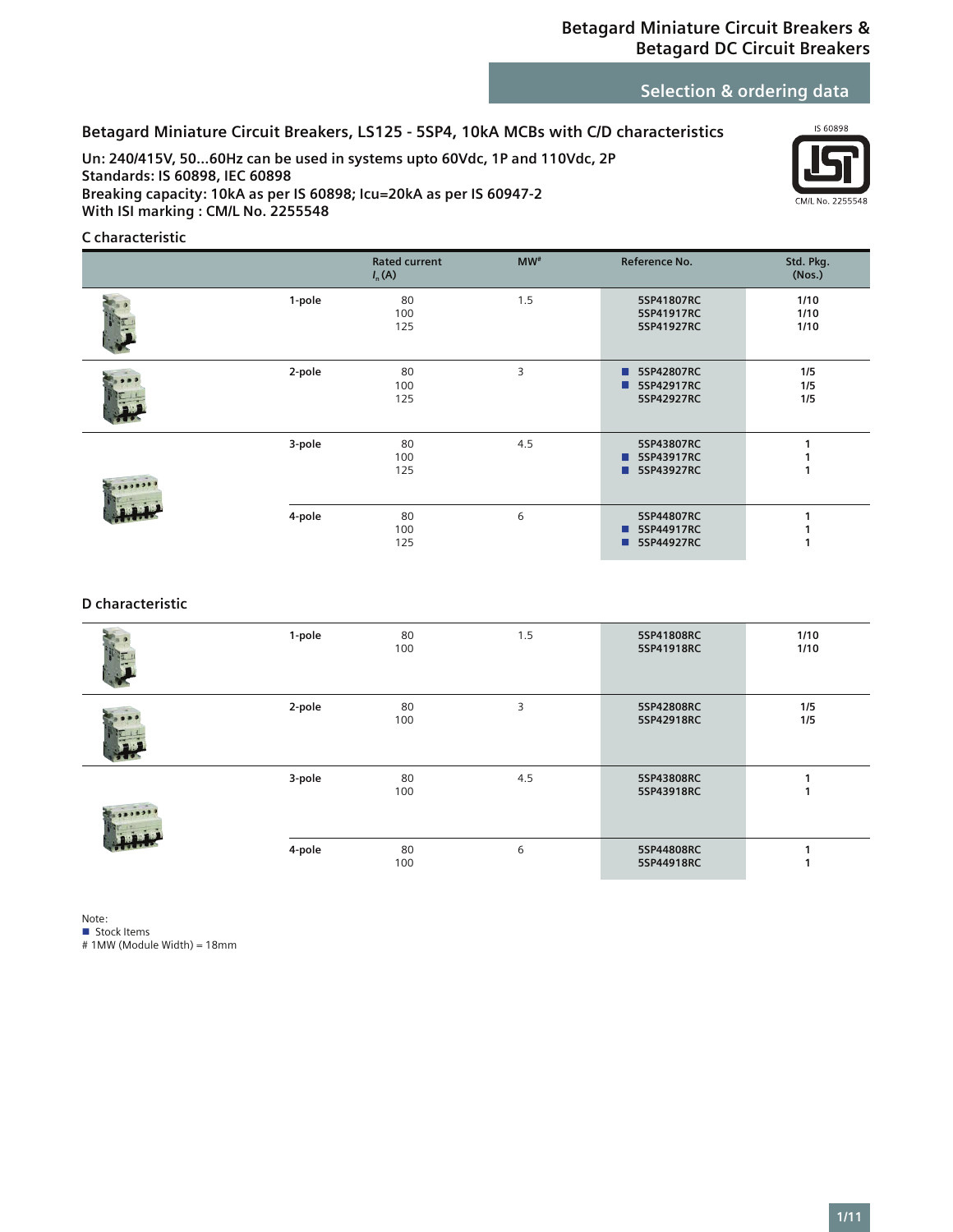# Selection & ordering data

## Betagard Miniature Circuit Breakers, LS125 - 5SP4, 10kA MCBs with C/D characteristics

**Un: 240/415V, 50...60Hz can be used in systems upto 60Vdc, 1P and 110Vdc, 2P**
**Standards: IS 60898, IEC 60898**
**Breaking capacity: 10kA as per IS 60898; Icu=20kA as per IS 60947-2**
**With ISI marking : CM/L No. 2255548**

IS 60898
CM/L No. 2255548

### C characteristic

| | Rated current $I_n$ (A) | MW# | Reference No. | Std. Pkg. (Nos.) |
|---|---|---|---|---|
| 1-pole | 80 | 1.5 | 5SP41807RC | 1/10 |
| | 100 | | 5SP41917RC | 1/10 |
| | 125 | | 5SP41927RC | 1/10 |
| 2-pole | 80 | 3 | ■ 5SP42807RC | 1/5 |
| | 100 | | ■ 5SP42917RC | 1/5 |
| | 125 | | 5SP42927RC | 1/5 |
| 3-pole | 80 | 4.5 | 5SP43807RC | 1 |
| | 100 | | ■ 5SP43917RC | 1 |
| | 125 | | ■ 5SP43927RC | 1 |
| 4-pole | 80 | 6 | 5SP44807RC | 1 |
| | 100 | | ■ 5SP44917RC | 1 |
| | 125 | | ■ 5SP44927RC | 1 |

### D characteristic

| | Rated current $I_n$ (A) | MW# | Reference No. | Std. Pkg. (Nos.) |
|---|---|---|---|---|
| 1-pole | 80 | 1.5 | 5SP41808RC | 1/10 |
| | 100 | | 5SP41918RC | 1/10 |
| 2-pole | 80 | 3 | 5SP42808RC | 1/5 |
| | 100 | | 5SP42918RC | 1/5 |
| 3-pole | 80 | 4.5 | 5SP43808RC | 1 |
| | 100 | | 5SP43918RC | 1 |
| 4-pole | 80 | 6 | 5SP44808RC | 1 |
| | 100 | | 5SP44918RC | 1 |

Note:
■ Stock Items
# 1MW (Module Width) = 18mm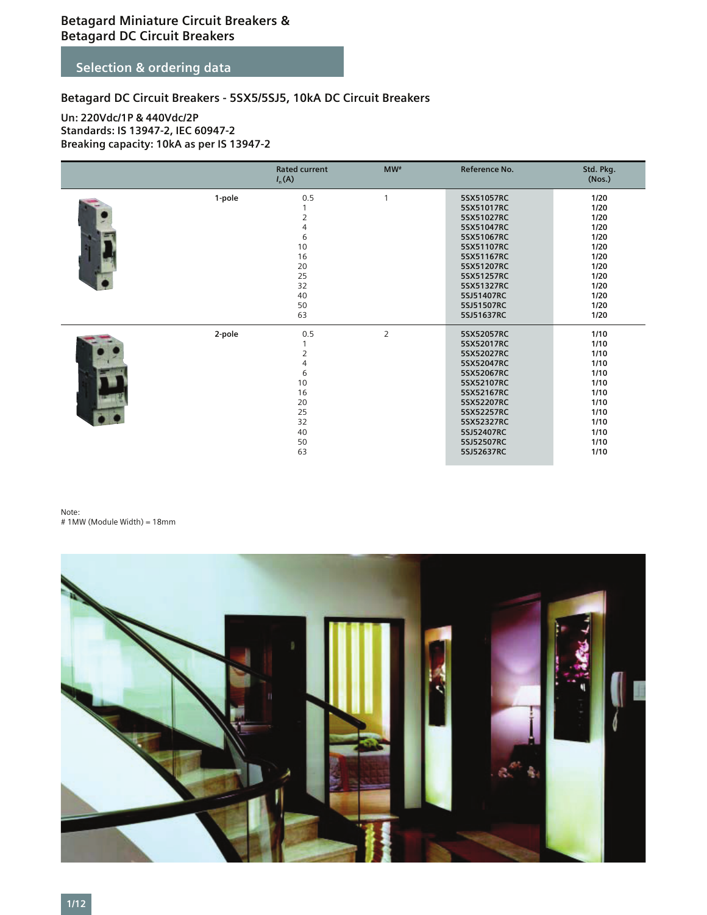# Betagard Miniature Circuit Breakers & Betagard DC Circuit Breakers

## Selection & ordering data

### Betagard DC Circuit Breakers - 5SX5/5SJ5, 10kA DC Circuit Breakers

**Un: 220Vdc/1P & 440Vdc/2P**
**Standards: IS 13947-2, IEC 60947-2**
**Breaking capacity: 10kA as per IS 13947-2**

| | Rated current $I_n$ (A) | MW# | Reference No. | Std. Pkg. (Nos.) |
|---|---|---|---|---|
| 1-pole | 0.5 | 1 | 5SX51057RC | 1/20 |
| | 1 | | 5SX51017RC | 1/20 |
| | 2 | | 5SX51027RC | 1/20 |
| | 4 | | 5SX51047RC | 1/20 |
| | 6 | | 5SX51067RC | 1/20 |
| | 10 | | 5SX51107RC | 1/20 |
| | 16 | | 5SX51167RC | 1/20 |
| | 20 | | 5SX51207RC | 1/20 |
| | 25 | | 5SX51257RC | 1/20 |
| | 32 | | 5SX51327RC | 1/20 |
| | 40 | | 5SJ51407RC | 1/20 |
| | 50 | | 5SJ51507RC | 1/20 |
| | 63 | | 5SJ51637RC | 1/20 |
| 2-pole | 0.5 | 2 | 5SX52057RC | 1/10 |
| | 1 | | 5SX52017RC | 1/10 |
| | 2 | | 5SX52027RC | 1/10 |
| | 4 | | 5SX52047RC | 1/10 |
| | 6 | | 5SX52067RC | 1/10 |
| | 10 | | 5SX52107RC | 1/10 |
| | 16 | | 5SX52167RC | 1/10 |
| | 20 | | 5SX52207RC | 1/10 |
| | 25 | | 5SX52257RC | 1/10 |
| | 32 | | 5SX52327RC | 1/10 |
| | 40 | | 5SJ52407RC | 1/10 |
| | 50 | | 5SJ52507RC | 1/10 |
| | 63 | | 5SJ52637RC | 1/10 |

Note:
# 1MW (Module Width) = 18mm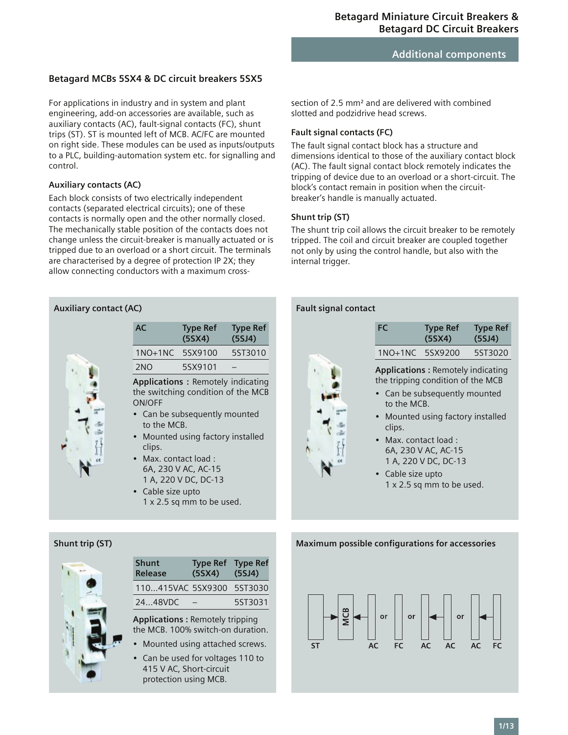## Additional components

### Betagard MCBs 5SX4 & DC circuit breakers 5SX5

For applications in industry and in system and plant engineering, add-on accessories are available, such as auxiliary contacts (AC), fault-signal contacts (FC), shunt trips (ST). ST is mounted left of MCB. AC/FC are mounted on right side. These modules can be used as inputs/outputs to a PLC, building-automation system etc. for signalling and control.

#### Auxiliary contacts (AC)

Each block consists of two electrically independent contacts (separated electrical circuits); one of these contacts is normally open and the other normally closed. The mechanically stable position of the contacts does not change unless the circuit-breaker is manually actuated or is tripped due to an overload or a short circuit. The terminals are characterised by a degree of protection IP 2X; they allow connecting conductors with a maximum cross-section of 2.5 mm² and are delivered with combined slotted and podzidrive head screws.

#### Fault signal contacts (FC)

The fault signal contact block has a structure and dimensions identical to those of the auxiliary contact block (AC). The fault signal contact block remotely indicates the tripping of device due to an overload or a short-circuit. The block's contact remain in position when the circuit-breaker's handle is manually actuated.

#### Shunt trip (ST)

The shunt trip coil allows the circuit breaker to be remotely tripped. The coil and circuit breaker are coupled together not only by using the control handle, but also with the internal trigger.

#### Auxiliary contact (AC)

| AC | Type Ref (5SX4) | Type Ref (5SJ4) |
|---|---|---|
| 1NO+1NC | 5SX9100 | 5ST3010 |
| 2NO | 5SX9101 | – |

**Applications :** Remotely indicating the switching condition of the MCB ON/OFF

- Can be subsequently mounted to the MCB.
- Mounted using factory installed clips.
- Max. contact load :
  6A, 230 V AC, AC-15
  1 A, 220 V DC, DC-13
- Cable size upto
  1 x 2.5 sq mm to be used.

#### Fault signal contact

| FC | Type Ref (5SX4) | Type Ref (5SJ4) |
|---|---|---|
| 1NO+1NC | 5SX9200 | 5ST3020 |

**Applications :** Remotely indicating the tripping condition of the MCB

- Can be subsequently mounted to the MCB.
- Mounted using factory installed clips.
- Max. contact load :
  6A, 230 V AC, AC-15
  1 A, 220 V DC, DC-13
- Cable size upto
  1 x 2.5 sq mm to be used.

#### Shunt trip (ST)

| Shunt Release | Type Ref (5SX4) | Type Ref (5SJ4) |
|---|---|---|
| 110...415VAC | 5SX9300 | 5ST3030 |
| 24...48VDC | – | 5ST3031 |

**Applications :** Remotely tripping the MCB. 100% switch-on duration.

- Mounted using attached screws.
- Can be used for voltages 110 to 415 V AC, Short-circuit protection using MCB.

#### Maximum possible configurations for accessories

ST | MCB | AC or FC or AC AC or AC FC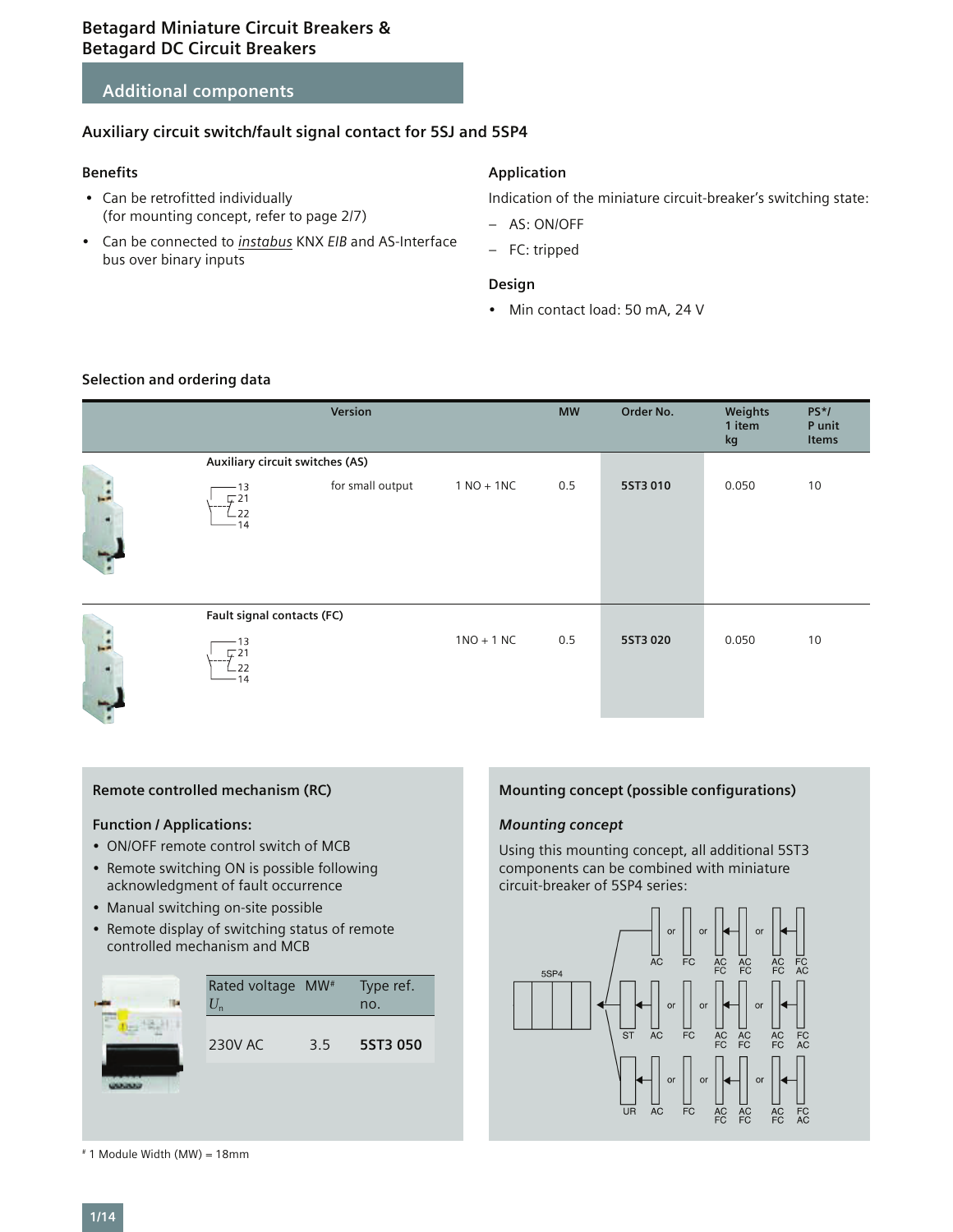# Betagard Miniature Circuit Breakers & Betagard DC Circuit Breakers

## Additional components

### Auxiliary circuit switch/fault signal contact for 5SJ and 5SP4

#### Benefits

- Can be retrofitted individually (for mounting concept, refer to page 2/7)
- Can be connected to *instabus* KNX *EIB* and AS-Interface bus over binary inputs

#### Application

Indication of the miniature circuit-breaker's switching state:

- AS: ON/OFF
- FC: tripped

#### Design

- Min contact load: 50 mA, 24 V

#### Selection and ordering data

| Version | | | MW | Order No. | Weights 1 item kg | PS*/ P unit Items |
|---|---|---|---|---|---|---|
| **Auxiliary circuit switches (AS)** | | | | | | |
| 13 / 21 / 22 / 14 | for small output | 1 NO + 1NC | 0.5 | **5ST3 010** | 0.050 | 10 |
| **Fault signal contacts (FC)** | | | | | | |
| 13 / 21 / 22 / 14 | | 1NO + 1 NC | 0.5 | **5ST3 020** | 0.050 | 10 |

### Remote controlled mechanism (RC)

**Function / Applications:**

- ON/OFF remote control switch of MCB
- Remote switching ON is possible following acknowledgment of fault occurrence
- Manual switching on-site possible
- Remote display of switching status of remote controlled mechanism and MCB

| Rated voltage $U_n$ | MW# | Type ref. no. |
|---|---|---|
| 230V AC | 3.5 | **5ST3 050** |

### Mounting concept (possible configurations)

*Mounting concept*

Using this mounting concept, all additional 5ST3 components can be combined with miniature circuit-breaker of 5SP4 series:

5SP4 → AC or FC or AC FC / AC FC or AC FC / FC AC
5SP4 → ST AC or FC or AC FC / AC FC or AC FC / FC AC
5SP4 → UR AC or FC or AC FC / AC FC or AC FC / FC AC

# 1 Module Width (MW) = 18mm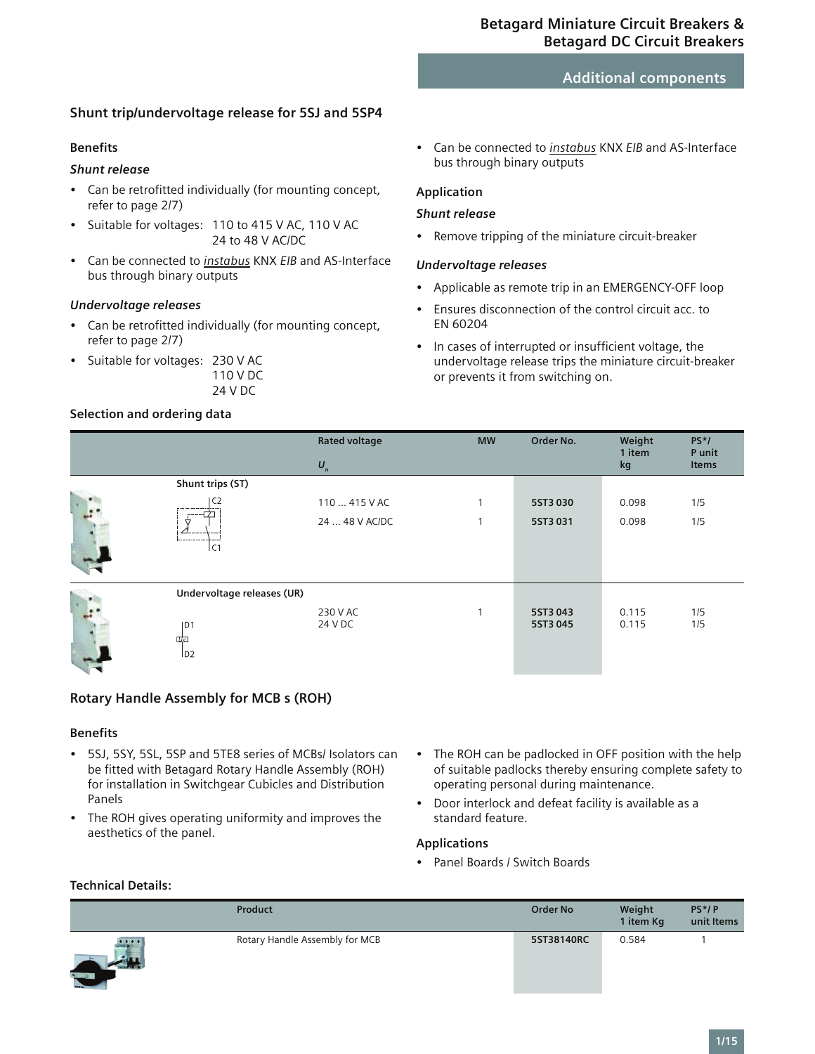## Shunt trip/undervoltage release for 5SJ and 5SP4

### Benefits

*Shunt release*

- Can be retrofitted individually (for mounting concept, refer to page 2/7)
- Suitable for voltages: 110 to 415 V AC, 110 V AC
  24 to 48 V AC/DC
- Can be connected to *instabus* KNX *EIB* and AS-Interface bus through binary outputs

*Undervoltage releases*

- Can be retrofitted individually (for mounting concept, refer to page 2/7)
- Suitable for voltages: 230 V AC
  110 V DC
  24 V DC
- Can be connected to *instabus* KNX *EIB* and AS-Interface bus through binary outputs

### Application

*Shunt release*

- Remove tripping of the miniature circuit-breaker

*Undervoltage releases*

- Applicable as remote trip in an EMERGENCY-OFF loop
- Ensures disconnection of the control circuit acc. to EN 60204
- In cases of interrupted or insufficient voltage, the undervoltage release trips the miniature circuit-breaker or prevents it from switching on.

### Selection and ordering data

| | Rated voltage $U_n$ | MW | Order No. | Weight 1 item kg | PS*/ P unit Items |
|---|---|---|---|---|---|
| **Shunt trips (ST)** | | | | | |
| C2 / C1 | 110 ... 415 V AC | 1 | **5ST3 030** | 0.098 | 1/5 |
| | 24 ... 48 V AC/DC | 1 | **5ST3 031** | 0.098 | 1/5 |
| **Undervoltage releases (UR)** | | | | | |
| D1 / D2 | 230 V AC | 1 | **5ST3 043** | 0.115 | 1/5 |
| | 24 V DC | | **5ST3 045** | 0.115 | 1/5 |

## Rotary Handle Assembly for MCB s (ROH)

### Benefits

- 5SJ, 5SY, 5SL, 5SP and 5TE8 series of MCBs/ Isolators can be fitted with Betagard Rotary Handle Assembly (ROH) for installation in Switchgear Cubicles and Distribution Panels
- The ROH gives operating uniformity and improves the aesthetics of the panel.
- The ROH can be padlocked in OFF position with the help of suitable padlocks thereby ensuring complete safety to operating personal during maintenance.
- Door interlock and defeat facility is available as a standard feature.

### Applications

- Panel Boards / Switch Boards

### Technical Details:

| Product | Order No | Weight 1 item Kg | PS*/ P unit Items |
|---|---|---|---|
| Rotary Handle Assembly for MCB | **5ST38140RC** | 0.584 | 1 |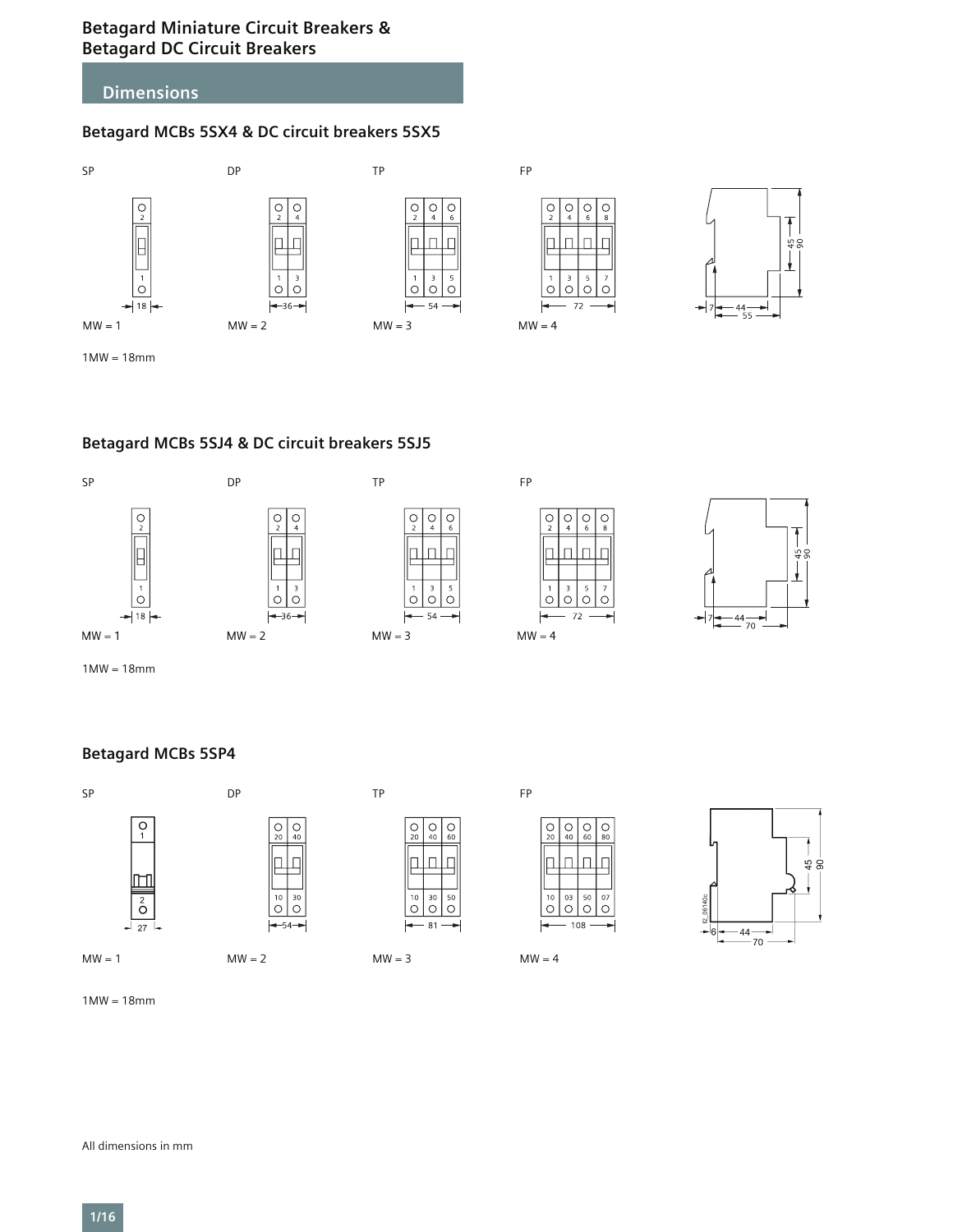# Betagard Miniature Circuit Breakers & Betagard DC Circuit Breakers

## Dimensions

### Betagard MCBs 5SX4 & DC circuit breakers 5SX5

SP

18

MW = 1

DP

36

MW = 2

TP

54

MW = 3

FP

72

MW = 4

7 44 55 45 90

1MW = 18mm

### Betagard MCBs 5SJ4 & DC circuit breakers 5SJ5

SP

18

MW = 1

DP

36

MW = 2

TP

54

MW = 3

FP

72

MW = 4

7 44 70 45 90

1MW = 18mm

### Betagard MCBs 5SP4

SP

27

MW = 1

DP

54

MW = 2

TP

81

MW = 3

FP

108

MW = 4

6 44 70 45 90

1MW = 18mm

All dimensions in mm